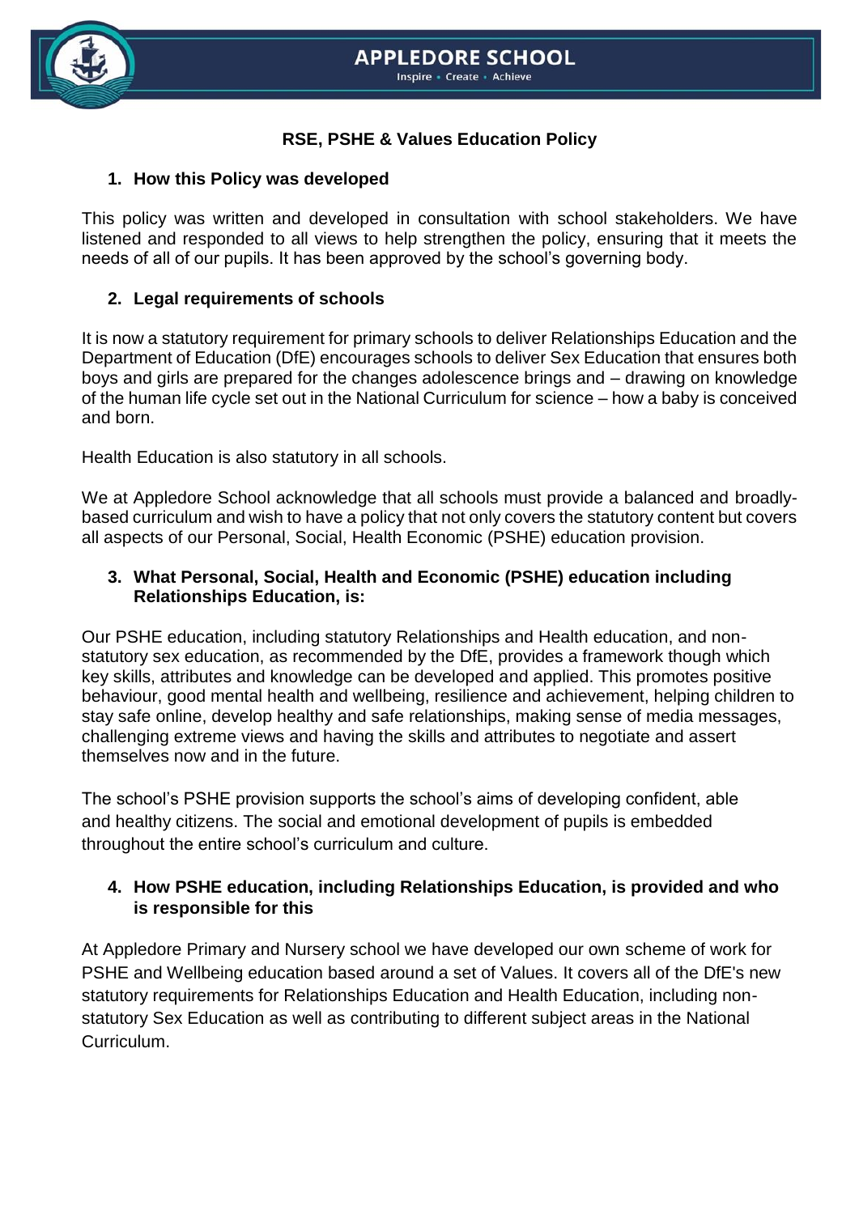# APPLEDORE SCHOOL

Inspire • Create • Achieve

## RSE, PSHE & Values Education Policy

### 1. How this Policy was developed

This policy was written and developed in consultation with school stakeholders. We have listened and responded to all views to help strengthen the policy, ensuring that it meets the needs of all of our pupils. It has been approved by the school's governing body.

### 2. Legal requirements of schools

It is now a statutory requirement for primary schools to deliver Relationships Education and the Department of Education (DfE) encourages schools to deliver Sex Education that ensures both boys and girls are prepared for the changes adolescence brings and – drawing on knowledge of the human life cycle set out in the National Curriculum for science – how a baby is conceived and born.

Health Education is also statutory in all schools.

We at Appledore School acknowledge that all schools must provide a balanced and broadly-based curriculum and wish to have a policy that not only covers the statutory content but covers all aspects of our Personal, Social, Health Economic (PSHE) education provision.

### 3. What Personal, Social, Health and Economic (PSHE) education including Relationships Education, is:

Our PSHE education, including statutory Relationships and Health education, and non-statutory sex education, as recommended by the DfE, provides a framework though which key skills, attributes and knowledge can be developed and applied. This promotes positive behaviour, good mental health and wellbeing, resilience and achievement, helping children to stay safe online, develop healthy and safe relationships, making sense of media messages, challenging extreme views and having the skills and attributes to negotiate and assert themselves now and in the future.

The school's PSHE provision supports the school's aims of developing confident, able and healthy citizens. The social and emotional development of pupils is embedded throughout the entire school's curriculum and culture.

### 4. How PSHE education, including Relationships Education, is provided and who is responsible for this

At Appledore Primary and Nursery school we have developed our own scheme of work for PSHE and Wellbeing education based around a set of Values. It covers all of the DfE's new statutory requirements for Relationships Education and Health Education, including non-statutory Sex Education as well as contributing to different subject areas in the National Curriculum.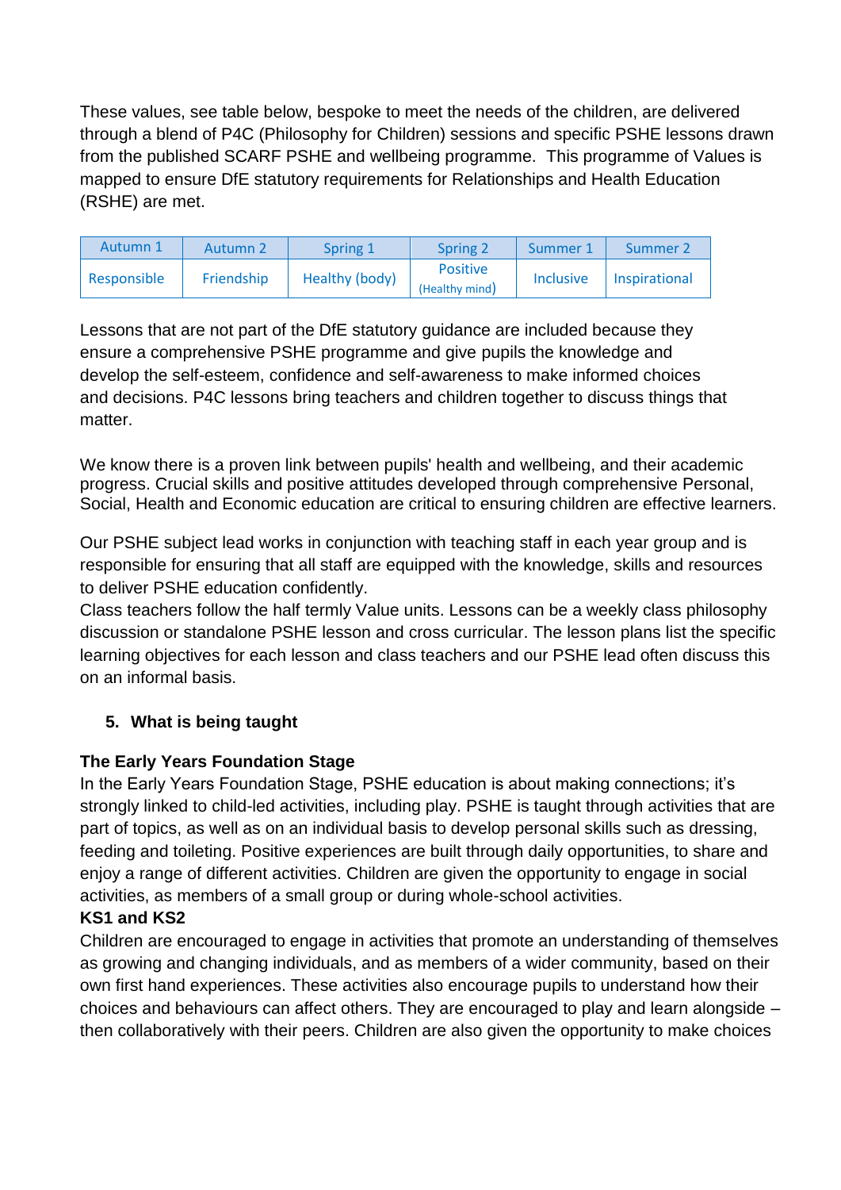These values, see table below, bespoke to meet the needs of the children, are delivered through a blend of P4C (Philosophy for Children) sessions and specific PSHE lessons drawn from the published SCARF PSHE and wellbeing programme. This programme of Values is mapped to ensure DfE statutory requirements for Relationships and Health Education (RSHE) are met.

| Autumn 1 | Autumn 2 | Spring 1 | Spring 2 | Summer 1 | Summer 2 |
|---|---|---|---|---|---|
| Responsible | Friendship | Healthy (body) | Positive (Healthy mind) | Inclusive | Inspirational |

Lessons that are not part of the DfE statutory guidance are included because they ensure a comprehensive PSHE programme and give pupils the knowledge and develop the self-esteem, confidence and self-awareness to make informed choices and decisions. P4C lessons bring teachers and children together to discuss things that matter.

We know there is a proven link between pupils' health and wellbeing, and their academic progress. Crucial skills and positive attitudes developed through comprehensive Personal, Social, Health and Economic education are critical to ensuring children are effective learners.

Our PSHE subject lead works in conjunction with teaching staff in each year group and is responsible for ensuring that all staff are equipped with the knowledge, skills and resources to deliver PSHE education confidently.
Class teachers follow the half termly Value units. Lessons can be a weekly class philosophy discussion or standalone PSHE lesson and cross curricular. The lesson plans list the specific learning objectives for each lesson and class teachers and our PSHE lead often discuss this on an informal basis.

## 5. What is being taught

**The Early Years Foundation Stage**
In the Early Years Foundation Stage, PSHE education is about making connections; it's strongly linked to child-led activities, including play. PSHE is taught through activities that are part of topics, as well as on an individual basis to develop personal skills such as dressing, feeding and toileting. Positive experiences are built through daily opportunities, to share and enjoy a range of different activities. Children are given the opportunity to engage in social activities, as members of a small group or during whole-school activities.

**KS1 and KS2**
Children are encouraged to engage in activities that promote an understanding of themselves as growing and changing individuals, and as members of a wider community, based on their own first hand experiences. These activities also encourage pupils to understand how their choices and behaviours can affect others. They are encouraged to play and learn alongside – then collaboratively with their peers. Children are also given the opportunity to make choices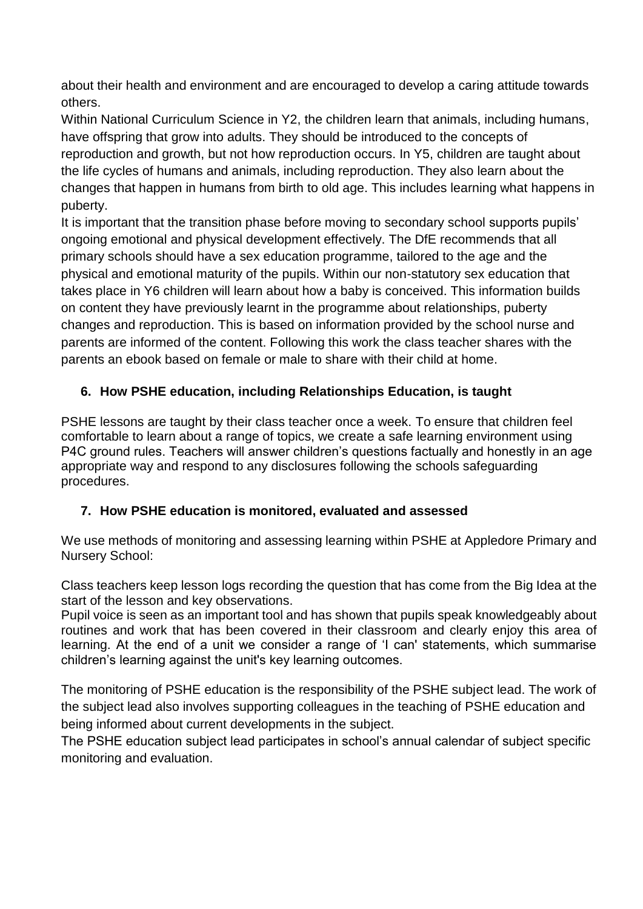about their health and environment and are encouraged to develop a caring attitude towards others.

Within National Curriculum Science in Y2, the children learn that animals, including humans, have offspring that grow into adults. They should be introduced to the concepts of reproduction and growth, but not how reproduction occurs. In Y5, children are taught about the life cycles of humans and animals, including reproduction. They also learn about the changes that happen in humans from birth to old age. This includes learning what happens in puberty.

It is important that the transition phase before moving to secondary school supports pupils' ongoing emotional and physical development effectively. The DfE recommends that all primary schools should have a sex education programme, tailored to the age and the physical and emotional maturity of the pupils. Within our non-statutory sex education that takes place in Y6 children will learn about how a baby is conceived. This information builds on content they have previously learnt in the programme about relationships, puberty changes and reproduction. This is based on information provided by the school nurse and parents are informed of the content. Following this work the class teacher shares with the parents an ebook based on female or male to share with their child at home.

## 6. How PSHE education, including Relationships Education, is taught

PSHE lessons are taught by their class teacher once a week. To ensure that children feel comfortable to learn about a range of topics, we create a safe learning environment using P4C ground rules. Teachers will answer children's questions factually and honestly in an age appropriate way and respond to any disclosures following the schools safeguarding procedures.

## 7. How PSHE education is monitored, evaluated and assessed

We use methods of monitoring and assessing learning within PSHE at Appledore Primary and Nursery School:

Class teachers keep lesson logs recording the question that has come from the Big Idea at the start of the lesson and key observations.

Pupil voice is seen as an important tool and has shown that pupils speak knowledgeably about routines and work that has been covered in their classroom and clearly enjoy this area of learning. At the end of a unit we consider a range of 'I can' statements, which summarise children's learning against the unit's key learning outcomes.

The monitoring of PSHE education is the responsibility of the PSHE subject lead. The work of the subject lead also involves supporting colleagues in the teaching of PSHE education and being informed about current developments in the subject.

The PSHE education subject lead participates in school's annual calendar of subject specific monitoring and evaluation.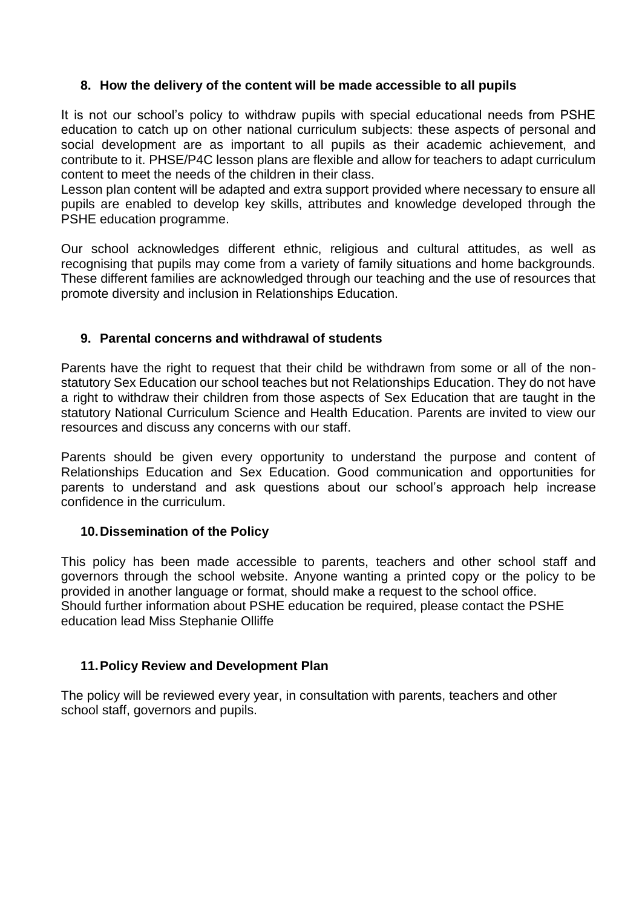## 8. How the delivery of the content will be made accessible to all pupils

It is not our school's policy to withdraw pupils with special educational needs from PSHE education to catch up on other national curriculum subjects: these aspects of personal and social development are as important to all pupils as their academic achievement, and contribute to it. PHSE/P4C lesson plans are flexible and allow for teachers to adapt curriculum content to meet the needs of the children in their class.
Lesson plan content will be adapted and extra support provided where necessary to ensure all pupils are enabled to develop key skills, attributes and knowledge developed through the PSHE education programme.

Our school acknowledges different ethnic, religious and cultural attitudes, as well as recognising that pupils may come from a variety of family situations and home backgrounds. These different families are acknowledged through our teaching and the use of resources that promote diversity and inclusion in Relationships Education.

## 9. Parental concerns and withdrawal of students

Parents have the right to request that their child be withdrawn from some or all of the non-statutory Sex Education our school teaches but not Relationships Education. They do not have a right to withdraw their children from those aspects of Sex Education that are taught in the statutory National Curriculum Science and Health Education. Parents are invited to view our resources and discuss any concerns with our staff.

Parents should be given every opportunity to understand the purpose and content of Relationships Education and Sex Education. Good communication and opportunities for parents to understand and ask questions about our school's approach help increase confidence in the curriculum.

## 10. Dissemination of the Policy

This policy has been made accessible to parents, teachers and other school staff and governors through the school website. Anyone wanting a printed copy or the policy to be provided in another language or format, should make a request to the school office.
Should further information about PSHE education be required, please contact the PSHE education lead Miss Stephanie Olliffe

## 11. Policy Review and Development Plan

The policy will be reviewed every year, in consultation with parents, teachers and other school staff, governors and pupils.